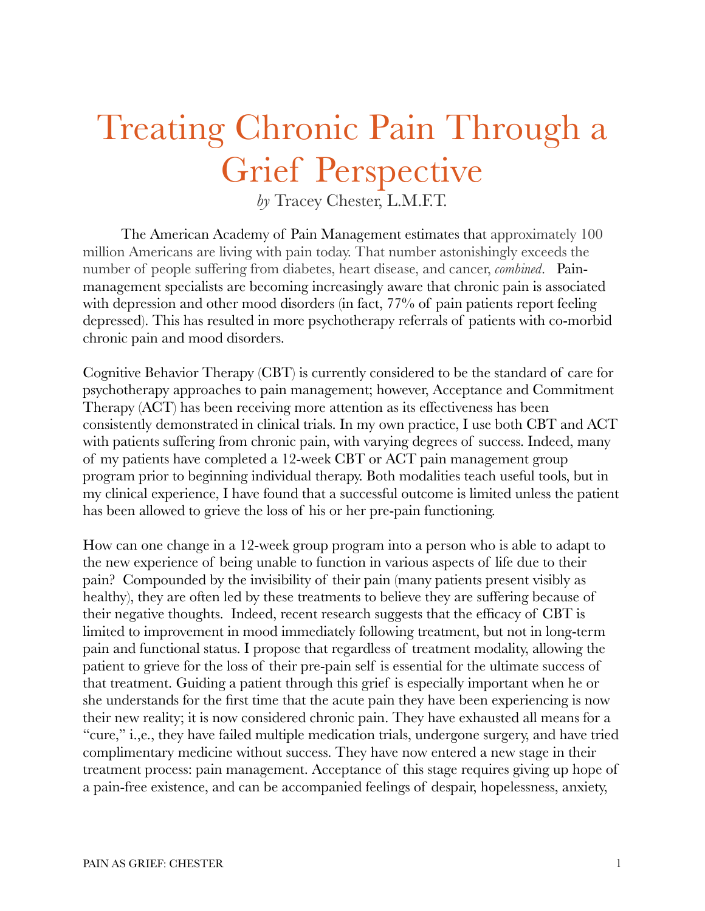# Treating Chronic Pain Through a Grief Perspective

*by* Tracey Chester, L.M.F.T.

The American Academy of Pain Management estimates that approximately 100 million Americans are living with pain today. That number astonishingly exceeds the number of people suffering from diabetes, heart disease, and cancer, *combined*. Pain-management specialists are becoming increasingly aware that chronic pain is associated with depression and other mood disorders (in fact, 77% of pain patients report feeling depressed). This has resulted in more psychotherapy referrals of patients with co-morbid chronic pain and mood disorders.

Cognitive Behavior Therapy (CBT) is currently considered to be the standard of care for psychotherapy approaches to pain management; however, Acceptance and Commitment Therapy (ACT) has been receiving more attention as its effectiveness has been consistently demonstrated in clinical trials. In my own practice, I use both CBT and ACT with patients suffering from chronic pain, with varying degrees of success. Indeed, many of my patients have completed a 12-week CBT or ACT pain management group program prior to beginning individual therapy. Both modalities teach useful tools, but in my clinical experience, I have found that a successful outcome is limited unless the patient has been allowed to grieve the loss of his or her pre-pain functioning.

How can one change in a 12-week group program into a person who is able to adapt to the new experience of being unable to function in various aspects of life due to their pain? Compounded by the invisibility of their pain (many patients present visibly as healthy), they are often led by these treatments to believe they are suffering because of their negative thoughts. Indeed, recent research suggests that the efficacy of CBT is limited to improvement in mood immediately following treatment, but not in long-term pain and functional status. I propose that regardless of treatment modality, allowing the patient to grieve for the loss of their pre-pain self is essential for the ultimate success of that treatment. Guiding a patient through this grief is especially important when he or she understands for the first time that the acute pain they have been experiencing is now their new reality; it is now considered chronic pain. They have exhausted all means for a "cure," i.,e., they have failed multiple medication trials, undergone surgery, and have tried complimentary medicine without success. They have now entered a new stage in their treatment process: pain management. Acceptance of this stage requires giving up hope of a pain-free existence, and can be accompanied feelings of despair, hopelessness, anxiety,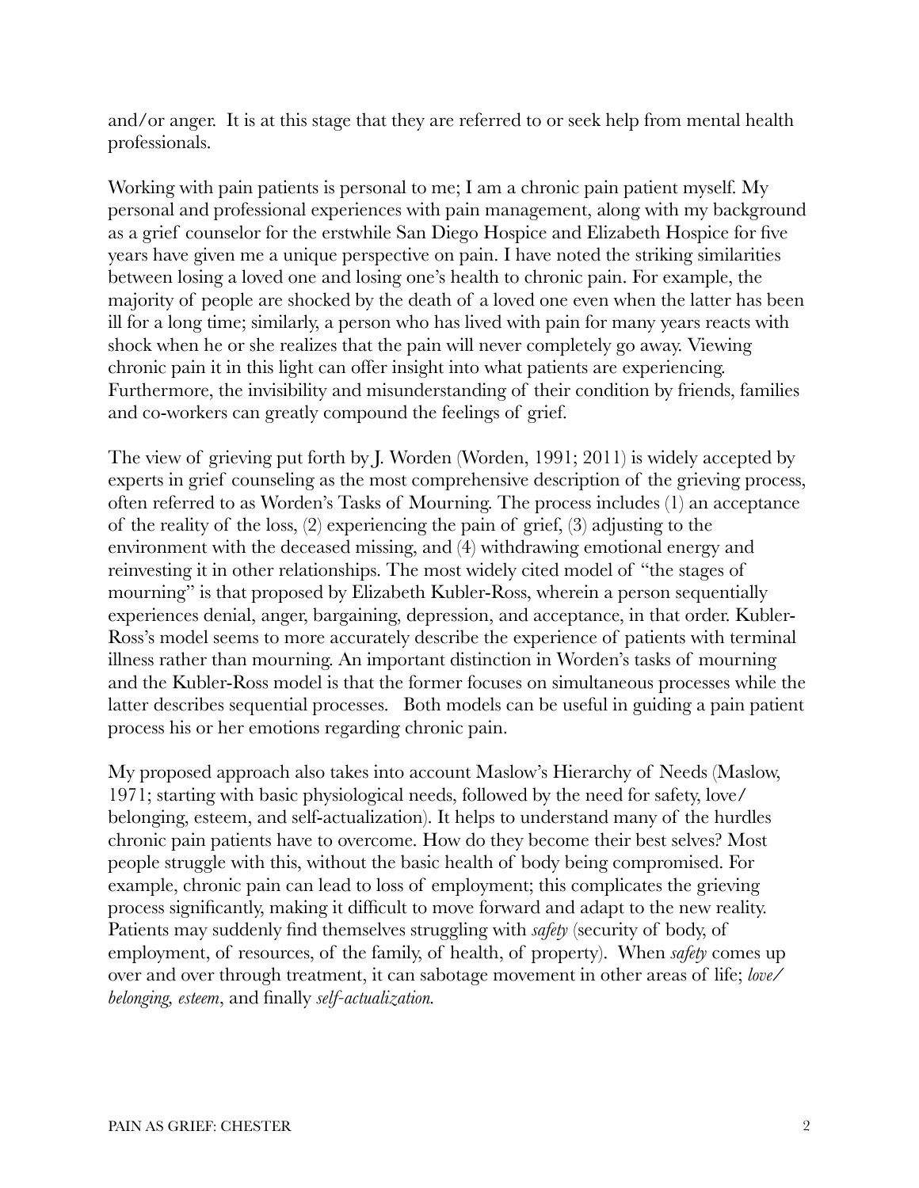and/or anger. It is at this stage that they are referred to or seek help from mental health professionals.

Working with pain patients is personal to me; I am a chronic pain patient myself. My personal and professional experiences with pain management, along with my background as a grief counselor for the erstwhile San Diego Hospice and Elizabeth Hospice for five years have given me a unique perspective on pain. I have noted the striking similarities between losing a loved one and losing one's health to chronic pain. For example, the majority of people are shocked by the death of a loved one even when the latter has been ill for a long time; similarly, a person who has lived with pain for many years reacts with shock when he or she realizes that the pain will never completely go away. Viewing chronic pain it in this light can offer insight into what patients are experiencing. Furthermore, the invisibility and misunderstanding of their condition by friends, families and co-workers can greatly compound the feelings of grief.

The view of grieving put forth by J. Worden (Worden, 1991; 2011) is widely accepted by experts in grief counseling as the most comprehensive description of the grieving process, often referred to as Worden's Tasks of Mourning. The process includes (1) an acceptance of the reality of the loss, (2) experiencing the pain of grief, (3) adjusting to the environment with the deceased missing, and (4) withdrawing emotional energy and reinvesting it in other relationships. The most widely cited model of "the stages of mourning" is that proposed by Elizabeth Kubler-Ross, wherein a person sequentially experiences denial, anger, bargaining, depression, and acceptance, in that order. Kubler-Ross's model seems to more accurately describe the experience of patients with terminal illness rather than mourning. An important distinction in Worden's tasks of mourning and the Kubler-Ross model is that the former focuses on simultaneous processes while the latter describes sequential processes. Both models can be useful in guiding a pain patient process his or her emotions regarding chronic pain.

My proposed approach also takes into account Maslow's Hierarchy of Needs (Maslow, 1971; starting with basic physiological needs, followed by the need for safety, love/belonging, esteem, and self-actualization). It helps to understand many of the hurdles chronic pain patients have to overcome. How do they become their best selves? Most people struggle with this, without the basic health of body being compromised. For example, chronic pain can lead to loss of employment; this complicates the grieving process significantly, making it difficult to move forward and adapt to the new reality. Patients may suddenly find themselves struggling with *safety* (security of body, of employment, of resources, of the family, of health, of property). When *safety* comes up over and over through treatment, it can sabotage movement in other areas of life; *love/belonging, esteem*, and finally *self-actualization.*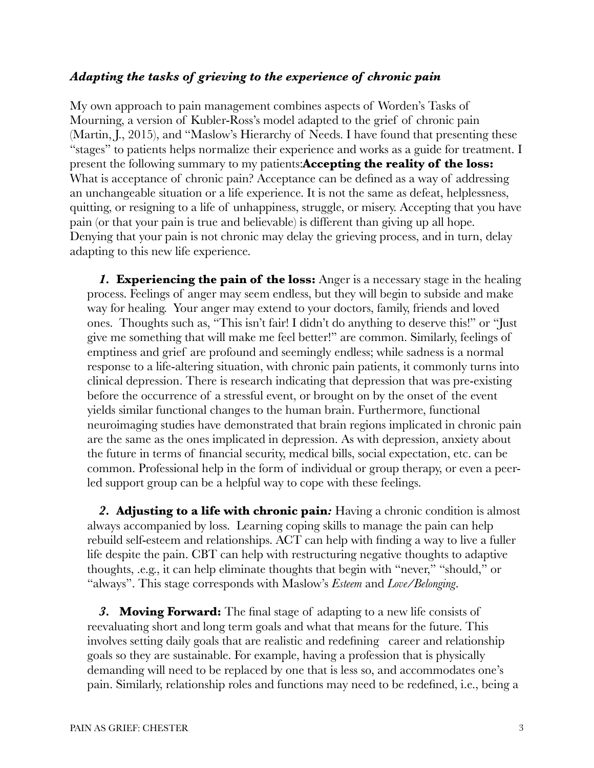### ***Adapting the tasks of grieving to the experience of chronic pain***

My own approach to pain management combines aspects of Worden's Tasks of Mourning, a version of Kubler-Ross's model adapted to the grief of chronic pain (Martin, J., 2015), and "Maslow's Hierarchy of Needs. I have found that presenting these "stages" to patients helps normalize their experience and works as a guide for treatment. I present the following summary to my patients:**Accepting the reality of the loss:** What is acceptance of chronic pain? Acceptance can be defined as a way of addressing an unchangeable situation or a life experience. It is not the same as defeat, helplessness, quitting, or resigning to a life of unhappiness, struggle, or misery. Accepting that you have pain (or that your pain is true and believable) is different than giving up all hope. Denying that your pain is not chronic may delay the grieving process, and in turn, delay adapting to this new life experience.

1. **Experiencing the pain of the loss:** Anger is a necessary stage in the healing process. Feelings of anger may seem endless, but they will begin to subside and make way for healing. Your anger may extend to your doctors, family, friends and loved ones. Thoughts such as, "This isn't fair! I didn't do anything to deserve this!" or "Just give me something that will make me feel better!" are common. Similarly, feelings of emptiness and grief are profound and seemingly endless; while sadness is a normal response to a life-altering situation, with chronic pain patients, it commonly turns into clinical depression. There is research indicating that depression that was pre-existing before the occurrence of a stressful event, or brought on by the onset of the event yields similar functional changes to the human brain. Furthermore, functional neuroimaging studies have demonstrated that brain regions implicated in chronic pain are the same as the ones implicated in depression. As with depression, anxiety about the future in terms of financial security, medical bills, social expectation, etc. can be common. Professional help in the form of individual or group therapy, or even a peer-led support group can be a helpful way to cope with these feelings.

2. **Adjusting to a life with chronic pain***:* Having a chronic condition is almost always accompanied by loss. Learning coping skills to manage the pain can help rebuild self-esteem and relationships. ACT can help with finding a way to live a fuller life despite the pain. CBT can help with restructuring negative thoughts to adaptive thoughts, .e.g., it can help eliminate thoughts that begin with "never," "should," or "always". This stage corresponds with Maslow's *Esteem* and *Love/Belonging*.

3. **Moving Forward:** The final stage of adapting to a new life consists of reevaluating short and long term goals and what that means for the future. This involves setting daily goals that are realistic and redefining career and relationship goals so they are sustainable. For example, having a profession that is physically demanding will need to be replaced by one that is less so, and accommodates one's pain. Similarly, relationship roles and functions may need to be redefined, i.e., being a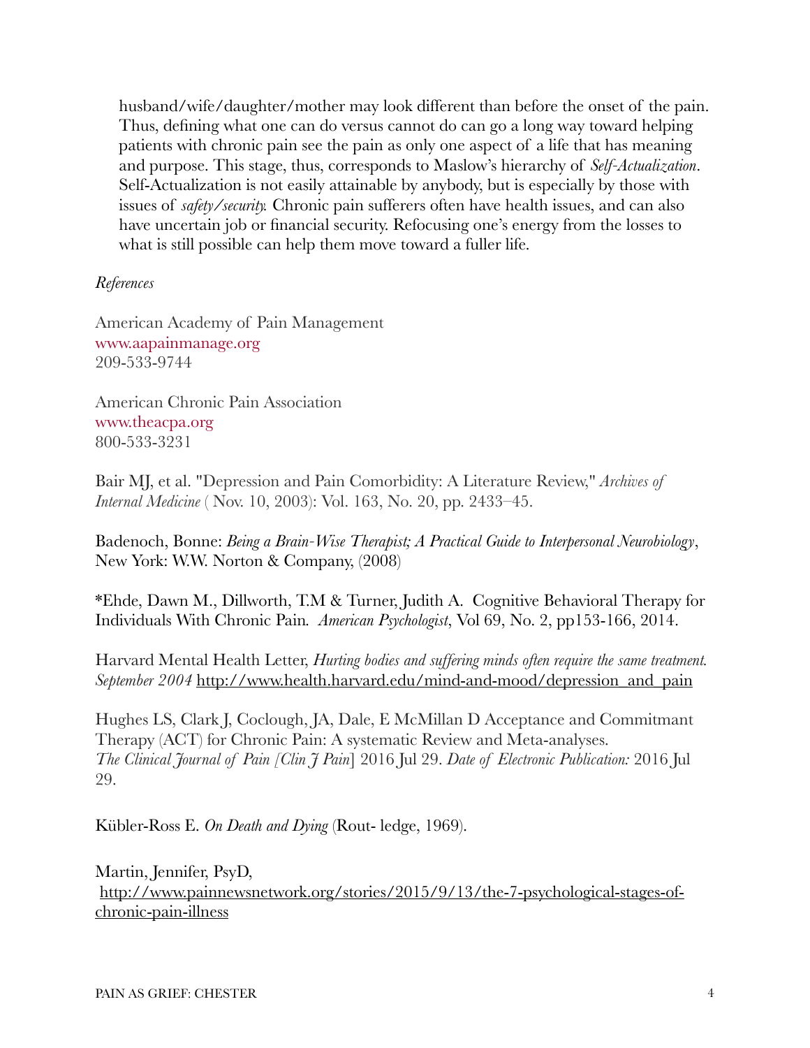husband/wife/daughter/mother may look different than before the onset of the pain. Thus, defining what one can do versus cannot do can go a long way toward helping patients with chronic pain see the pain as only one aspect of a life that has meaning and purpose. This stage, thus, corresponds to Maslow's hierarchy of *Self-Actualization*. Self-Actualization is not easily attainable by anybody, but is especially by those with issues of *safety/security.* Chronic pain sufferers often have health issues, and can also have uncertain job or financial security. Refocusing one's energy from the losses to what is still possible can help them move toward a fuller life.

*References*

American Academy of Pain Management
www.aapainmanage.org
209-533-9744

American Chronic Pain Association
www.theacpa.org
800-533-3231

Bair MJ, et al. "Depression and Pain Comorbidity: A Literature Review," *Archives of Internal Medicine* ( Nov. 10, 2003): Vol. 163, No. 20, pp. 2433–45.

Badenoch, Bonne: *Being a Brain-Wise Therapist; A Practical Guide to Interpersonal Neurobiology*, New York: W.W. Norton & Company, (2008)

*Ehde, Dawn M., Dillworth, T.M & Turner, Judith A. Cognitive Behavioral Therapy for Individuals With Chronic Pain. *American Psychologist*, Vol 69, No. 2, pp153-166, 2014.

Harvard Mental Health Letter, *Hurting bodies and suffering minds often require the same treatment. September 2004* http://www.health.harvard.edu/mind-and-mood/depression_and_pain

Hughes LS, Clark J, Coclough, JA, Dale, E McMillan D Acceptance and Commitmant Therapy (ACT) for Chronic Pain: A systematic Review and Meta-analyses. *The Clinical Journal of Pain [Clin J Pain*] 2016 Jul 29. *Date of Electronic Publication:* 2016 Jul 29.

Kübler-Ross E. *On Death and Dying* (Rout- ledge, 1969).

Martin, Jennifer, PsyD,
http://www.painnewsnetwork.org/stories/2015/9/13/the-7-psychological-stages-of-chronic-pain-illness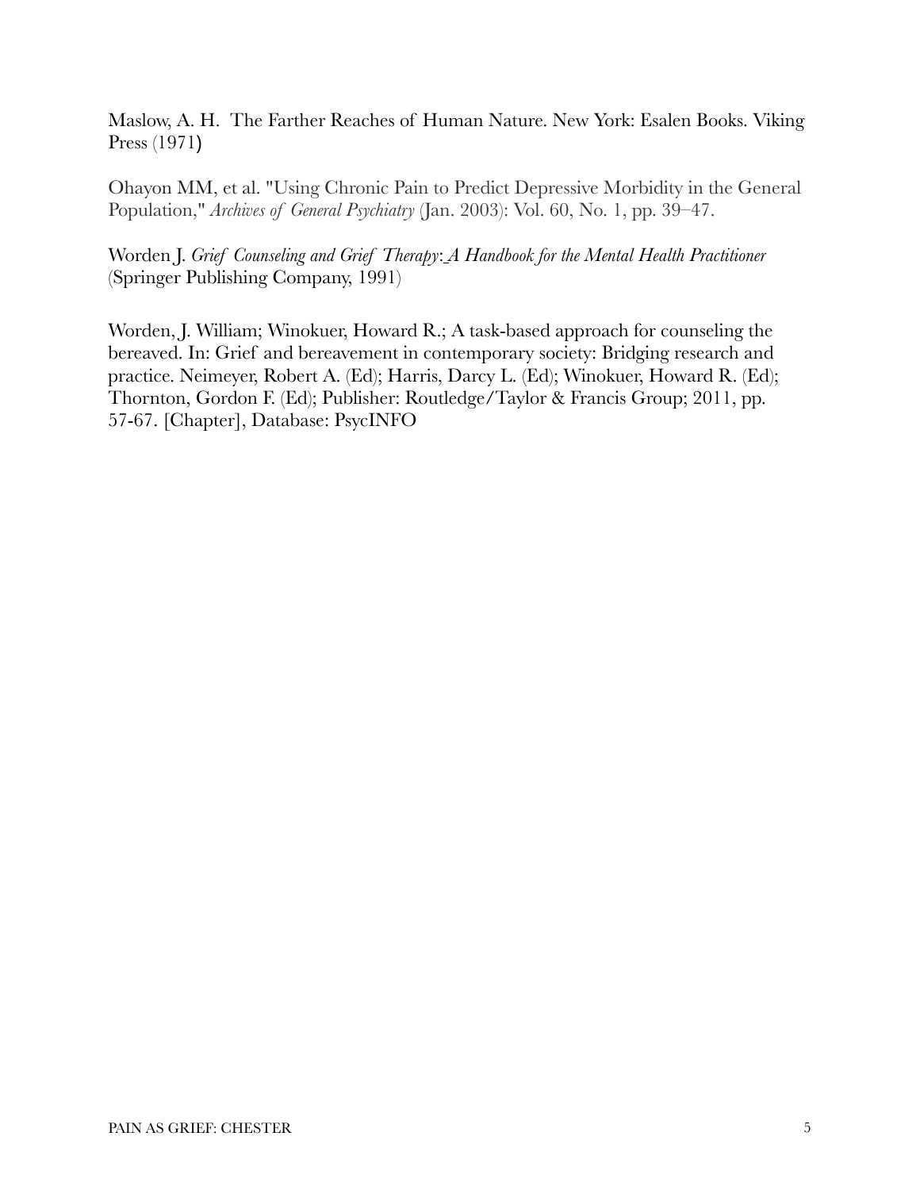Maslow, A. H. The Farther Reaches of Human Nature. New York: Esalen Books. Viking Press (1971)

Ohayon MM, et al. "Using Chronic Pain to Predict Depressive Morbidity in the General Population," *Archives of General Psychiatry* (Jan. 2003): Vol. 60, No. 1, pp. 39–47.

Worden J. *Grief Counseling and Grief Therapy*: *A Handbook for the Mental Health Practitioner* (Springer Publishing Company, 1991)

Worden, J. William; Winokuer, Howard R.; A task-based approach for counseling the bereaved. In: Grief and bereavement in contemporary society: Bridging research and practice. Neimeyer, Robert A. (Ed); Harris, Darcy L. (Ed); Winokuer, Howard R. (Ed); Thornton, Gordon F. (Ed); Publisher: Routledge/Taylor & Francis Group; 2011, pp. 57-67. [Chapter], Database: PsycINFO